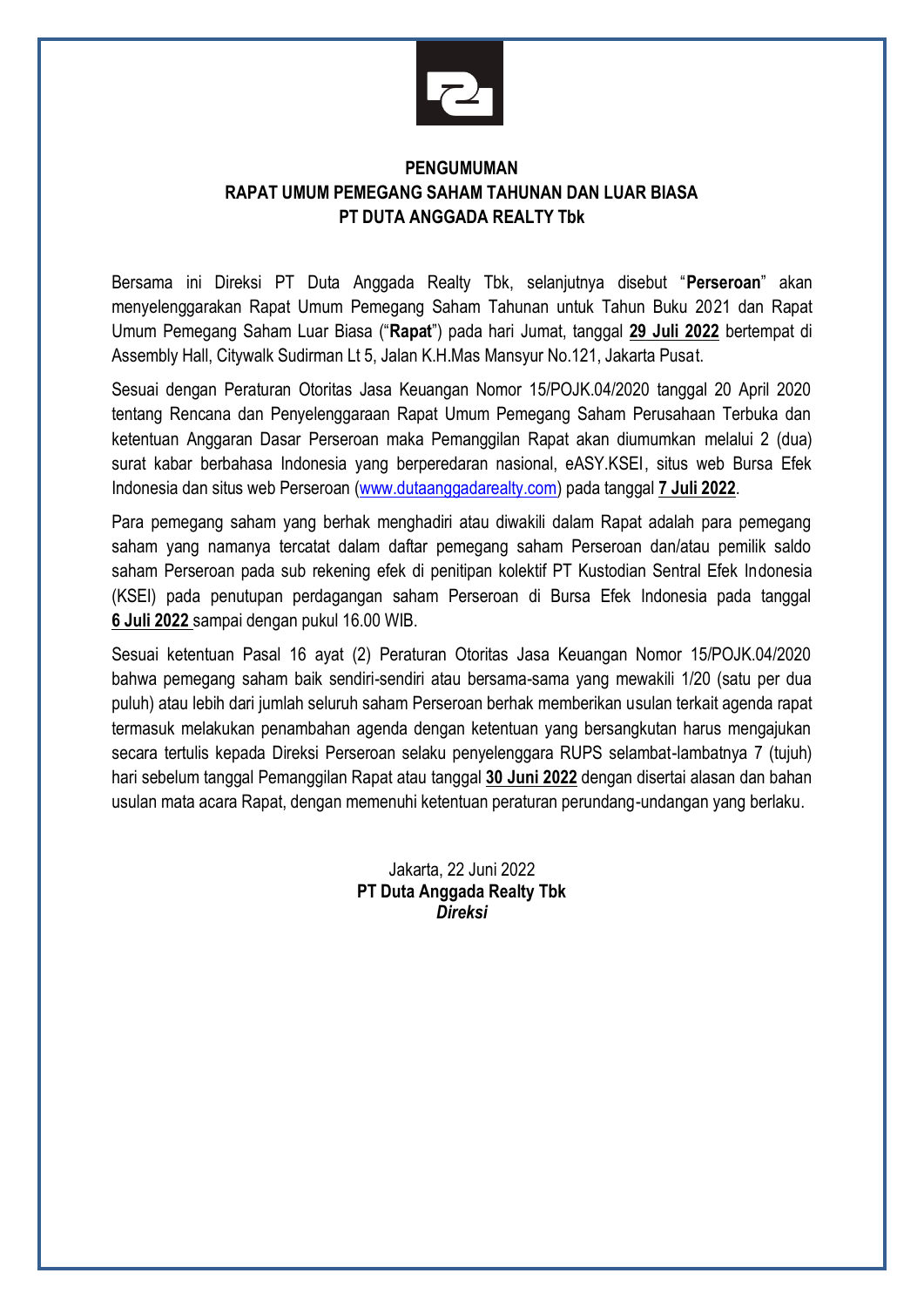# PENGUMUMAN
# RAPAT UMUM PEMEGANG SAHAM TAHUNAN DAN LUAR BIASA
# PT DUTA ANGGADA REALTY Tbk

Bersama ini Direksi PT Duta Anggada Realty Tbk, selanjutnya disebut "**Perseroan**" akan menyelenggarakan Rapat Umum Pemegang Saham Tahunan untuk Tahun Buku 2021 dan Rapat Umum Pemegang Saham Luar Biasa ("**Rapat**") pada hari Jumat, tanggal **29 Juli 2022** bertempat di Assembly Hall, Citywalk Sudirman Lt 5, Jalan K.H.Mas Mansyur No.121, Jakarta Pusat.

Sesuai dengan Peraturan Otoritas Jasa Keuangan Nomor 15/POJK.04/2020 tanggal 20 April 2020 tentang Rencana dan Penyelenggaraan Rapat Umum Pemegang Saham Perusahaan Terbuka dan ketentuan Anggaran Dasar Perseroan maka Pemanggilan Rapat akan diumumkan melalui 2 (dua) surat kabar berbahasa Indonesia yang berperedaran nasional, eASY.KSEI, situs web Bursa Efek Indonesia dan situs web Perseroan (www.dutaanggadarealty.com) pada tanggal **7 Juli 2022**.

Para pemegang saham yang berhak menghadiri atau diwakili dalam Rapat adalah para pemegang saham yang namanya tercatat dalam daftar pemegang saham Perseroan dan/atau pemilik saldo saham Perseroan pada sub rekening efek di penitipan kolektif PT Kustodian Sentral Efek Indonesia (KSEI) pada penutupan perdagangan saham Perseroan di Bursa Efek Indonesia pada tanggal **6 Juli 2022** sampai dengan pukul 16.00 WIB.

Sesuai ketentuan Pasal 16 ayat (2) Peraturan Otoritas Jasa Keuangan Nomor 15/POJK.04/2020 bahwa pemegang saham baik sendiri-sendiri atau bersama-sama yang mewakili 1/20 (satu per dua puluh) atau lebih dari jumlah seluruh saham Perseroan berhak memberikan usulan terkait agenda rapat termasuk melakukan penambahan agenda dengan ketentuan yang bersangkutan harus mengajukan secara tertulis kepada Direksi Perseroan selaku penyelenggara RUPS selambat-lambatnya 7 (tujuh) hari sebelum tanggal Pemanggilan Rapat atau tanggal **30 Juni 2022** dengan disertai alasan dan bahan usulan mata acara Rapat, dengan memenuhi ketentuan peraturan perundang-undangan yang berlaku.

Jakarta, 22 Juni 2022
**PT Duta Anggada Realty Tbk**
***Direksi***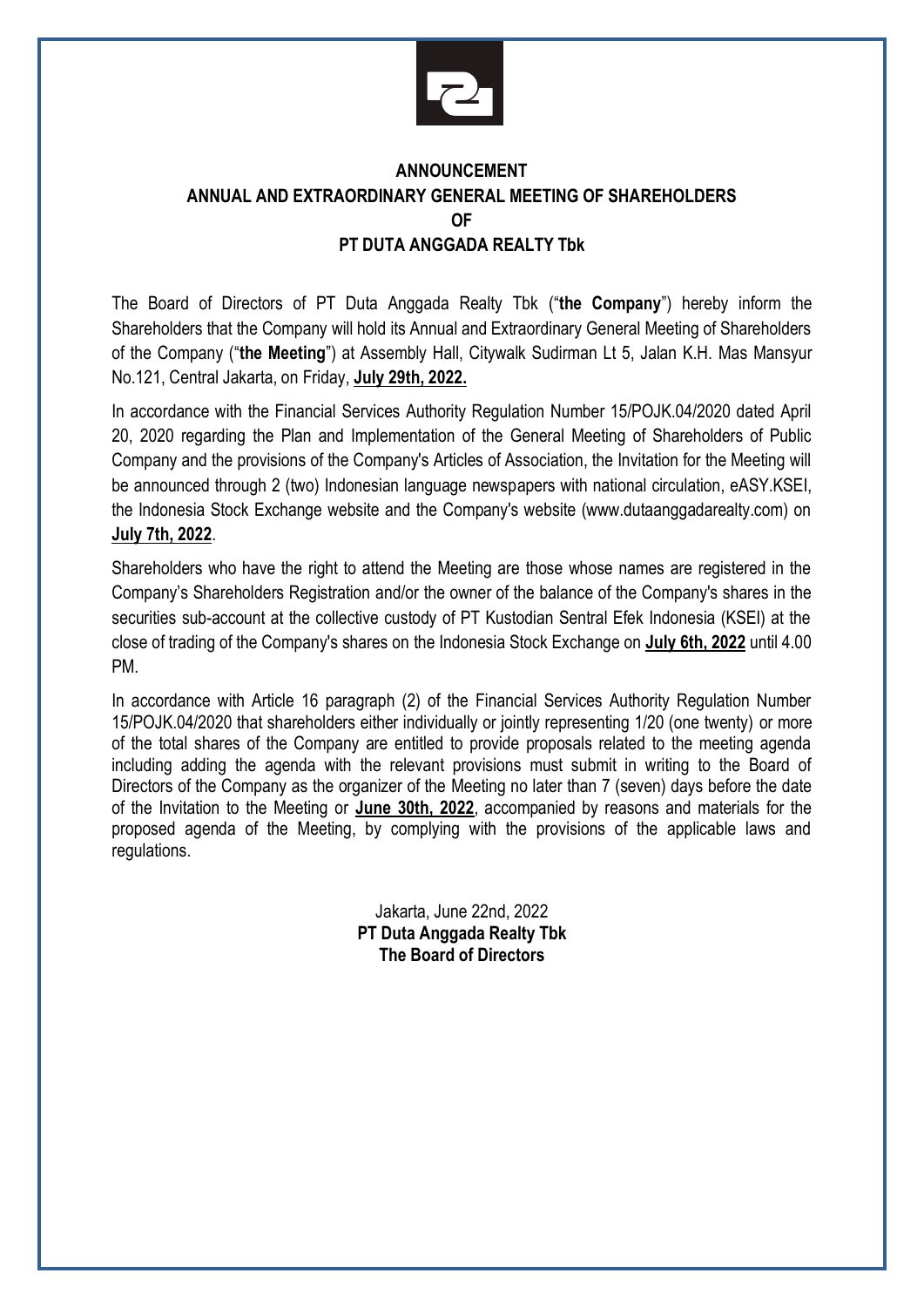**ANNOUNCEMENT**
**ANNUAL AND EXTRAORDINARY GENERAL MEETING OF SHAREHOLDERS**
**OF**
**PT DUTA ANGGADA REALTY Tbk**

The Board of Directors of PT Duta Anggada Realty Tbk ("**the Company**") hereby inform the Shareholders that the Company will hold its Annual and Extraordinary General Meeting of Shareholders of the Company ("**the Meeting**") at Assembly Hall, Citywalk Sudirman Lt 5, Jalan K.H. Mas Mansyur No.121, Central Jakarta, on Friday, **July 29th, 2022.**

In accordance with the Financial Services Authority Regulation Number 15/POJK.04/2020 dated April 20, 2020 regarding the Plan and Implementation of the General Meeting of Shareholders of Public Company and the provisions of the Company's Articles of Association, the Invitation for the Meeting will be announced through 2 (two) Indonesian language newspapers with national circulation, eASY.KSEI, the Indonesia Stock Exchange website and the Company's website (www.dutaanggadarealty.com) on **July 7th, 2022**.

Shareholders who have the right to attend the Meeting are those whose names are registered in the Company's Shareholders Registration and/or the owner of the balance of the Company's shares in the securities sub-account at the collective custody of PT Kustodian Sentral Efek Indonesia (KSEI) at the close of trading of the Company's shares on the Indonesia Stock Exchange on **July 6th, 2022** until 4.00 PM.

In accordance with Article 16 paragraph (2) of the Financial Services Authority Regulation Number 15/POJK.04/2020 that shareholders either individually or jointly representing 1/20 (one twenty) or more of the total shares of the Company are entitled to provide proposals related to the meeting agenda including adding the agenda with the relevant provisions must submit in writing to the Board of Directors of the Company as the organizer of the Meeting no later than 7 (seven) days before the date of the Invitation to the Meeting or **June 30th, 2022**, accompanied by reasons and materials for the proposed agenda of the Meeting, by complying with the provisions of the applicable laws and regulations.

Jakarta, June 22nd, 2022
**PT Duta Anggada Realty Tbk**
**The Board of Directors**